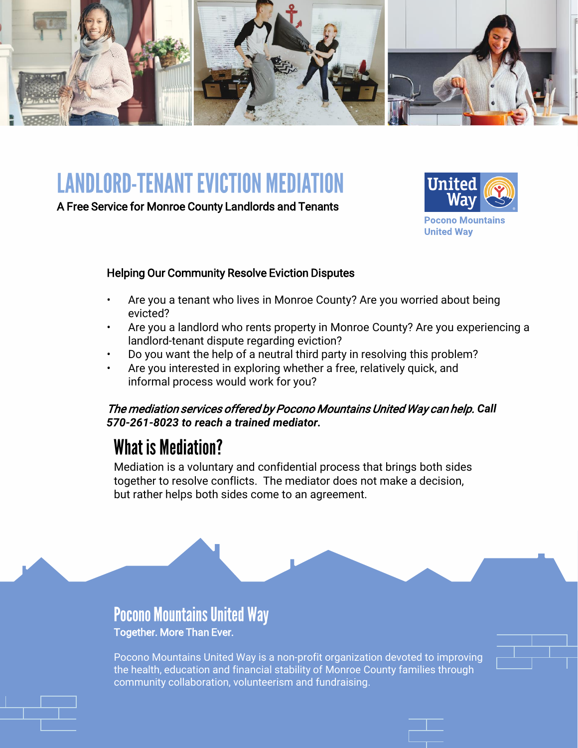# LANDLORD-TENANT EVICTION MEDIATION

**A Free Service for Monroe County Landlords and Tenants**

United Way

Pocono Mountains United Way

### Helping Our Community Resolve Eviction Disputes

- Are you a tenant who lives in Monroe County? Are you worried about being evicted?
- Are you a landlord who rents property in Monroe County? Are you experiencing a landlord-tenant dispute regarding eviction?
- Do you want the help of a neutral third party in resolving this problem?
- Are you interested in exploring whether a free, relatively quick, and informal process would work for you?

***The mediation services offered by Pocono Mountains United Way can help. Call 570-261-8023 to reach a trained mediator.***

## What is Mediation?

Mediation is a voluntary and confidential process that brings both sides together to resolve conflicts. The mediator does not make a decision, but rather helps both sides come to an agreement.

## Pocono Mountains United Way

**Together. More Than Ever.**

Pocono Mountains United Way is a non-profit organization devoted to improving the health, education and financial stability of Monroe County families through community collaboration, volunteerism and fundraising.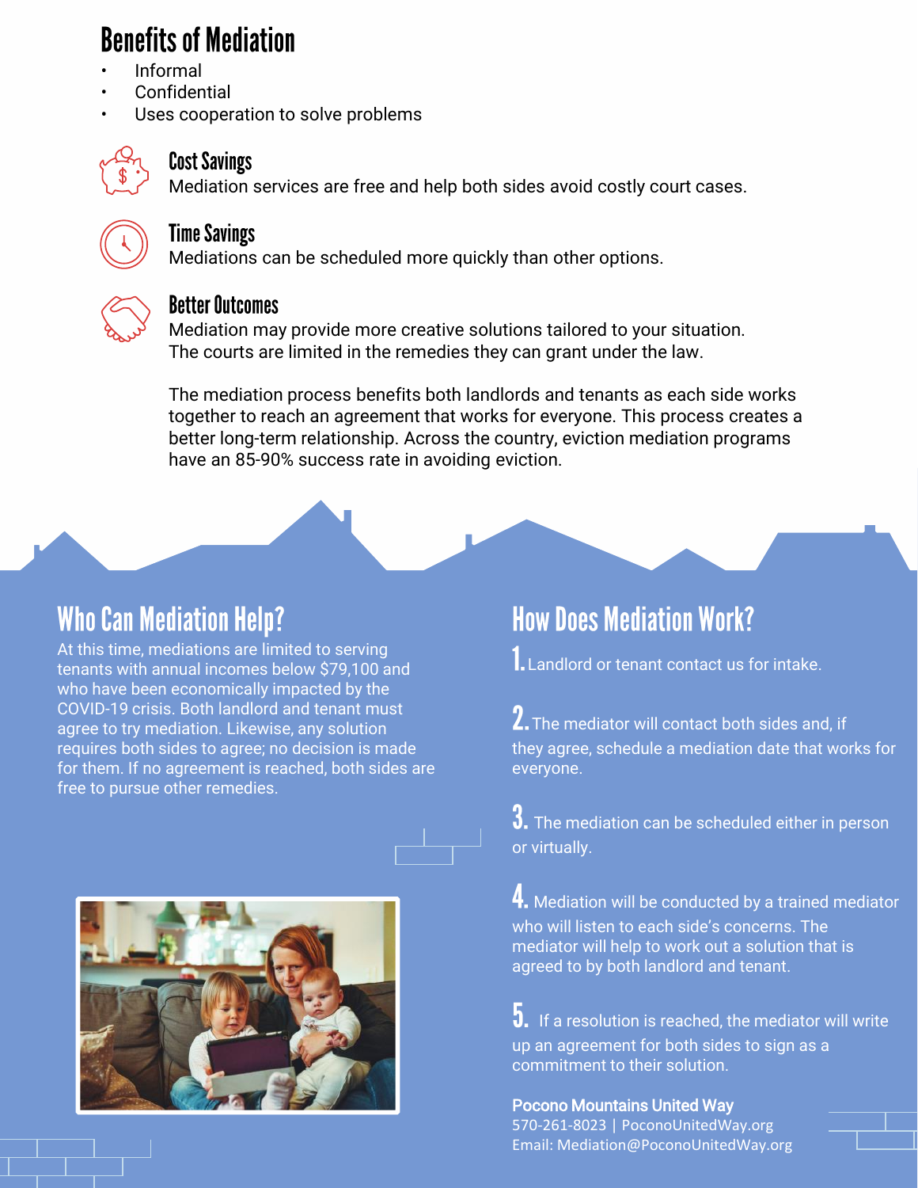# Benefits of Mediation

- Informal
- Confidential
- Uses cooperation to solve problems

### Cost Savings

Mediation services are free and help both sides avoid costly court cases.

### Time Savings

Mediations can be scheduled more quickly than other options.

### Better Outcomes

Mediation may provide more creative solutions tailored to your situation. The courts are limited in the remedies they can grant under the law.

The mediation process benefits both landlords and tenants as each side works together to reach an agreement that works for everyone. This process creates a better long-term relationship. Across the country, eviction mediation programs have an 85-90% success rate in avoiding eviction.

## Who Can Mediation Help?

At this time, mediations are limited to serving tenants with annual incomes below $79,100 and who have been economically impacted by the COVID-19 crisis. Both landlord and tenant must agree to try mediation. Likewise, any solution requires both sides to agree; no decision is made for them. If no agreement is reached, both sides are free to pursue other remedies.

## How Does Mediation Work?

1. Landlord or tenant contact us for intake.
2. The mediator will contact both sides and, if they agree, schedule a mediation date that works for everyone.
3. The mediation can be scheduled either in person or virtually.
4. Mediation will be conducted by a trained mediator who will listen to each side's concerns. The mediator will help to work out a solution that is agreed to by both landlord and tenant.
5. If a resolution is reached, the mediator will write up an agreement for both sides to sign as a commitment to their solution.

**Pocono Mountains United Way**
570-261-8023 | PoconoUnitedWay.org
Email: Mediation@PoconoUnitedWay.org